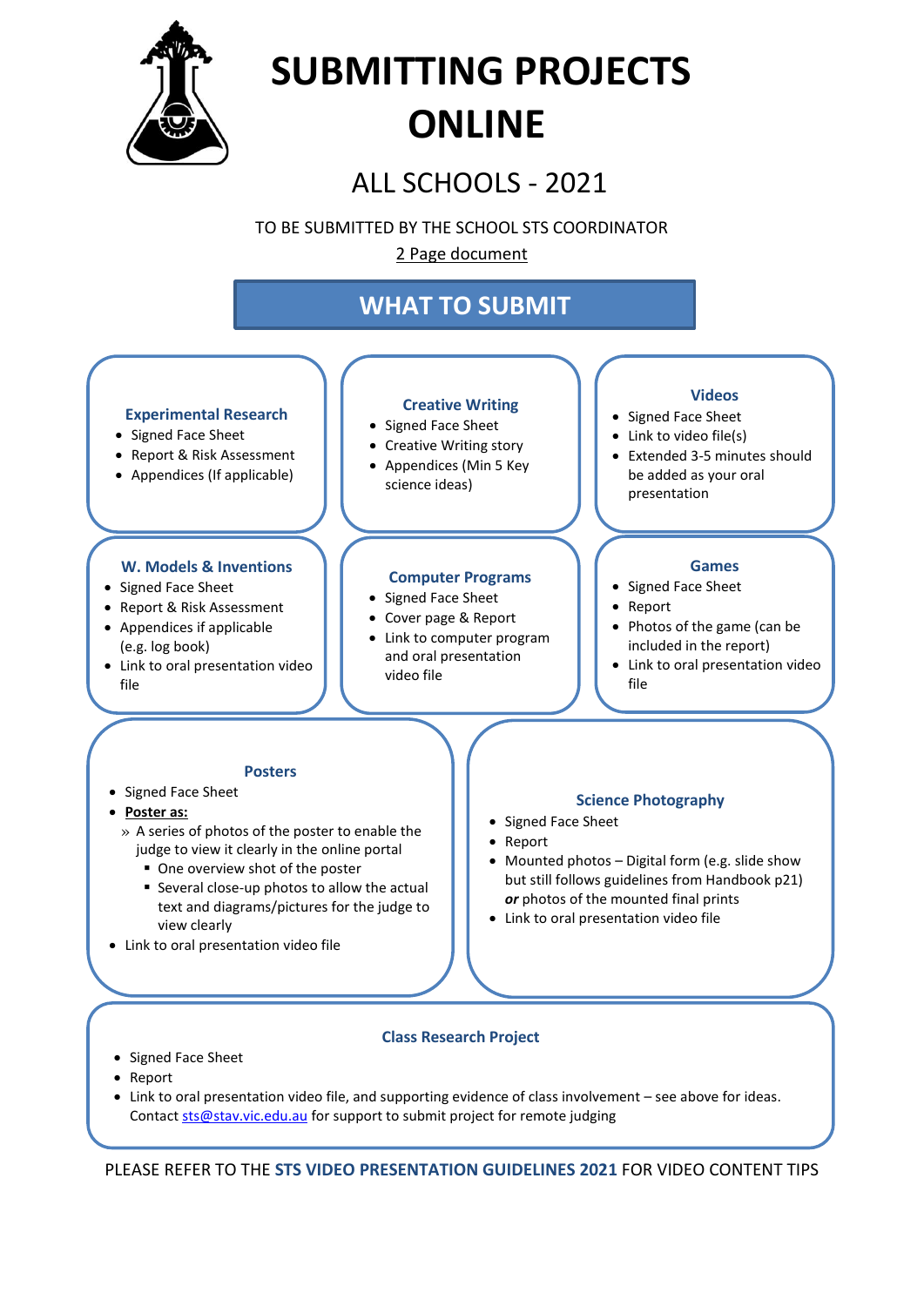# SUBMITTING PROJECTS ONLINE

## ALL SCHOOLS - 2021

TO BE SUBMITTED BY THE SCHOOL STS COORDINATOR

2 Page document

## WHAT TO SUBMIT

### Experimental Research

- Signed Face Sheet
- Report & Risk Assessment
- Appendices (If applicable)

### Creative Writing

- Signed Face Sheet
- Creative Writing story
- Appendices (Min 5 Key science ideas)

### Videos

- Signed Face Sheet
- Link to video file(s)
- Extended 3-5 minutes should be added as your oral presentation

### W. Models & Inventions

- Signed Face Sheet
- Report & Risk Assessment
- Appendices if applicable (e.g. log book)
- Link to oral presentation video file

### Computer Programs

- Signed Face Sheet
- Cover page & Report
- Link to computer program and oral presentation video file

### Games

- Signed Face Sheet
- Report
- Photos of the game (can be included in the report)
- Link to oral presentation video file

### Posters

- Signed Face Sheet
- **Poster as:**
  - A series of photos of the poster to enable the judge to view it clearly in the online portal
    - One overview shot of the poster
    - Several close-up photos to allow the actual text and diagrams/pictures for the judge to view clearly
- Link to oral presentation video file

### Science Photography

- Signed Face Sheet
- Report
- Mounted photos – Digital form (e.g. slide show but still follows guidelines from Handbook p21) ***or*** photos of the mounted final prints
- Link to oral presentation video file

### Class Research Project

- Signed Face Sheet
- Report
- Link to oral presentation video file, and supporting evidence of class involvement – see above for ideas. Contact sts@stav.vic.edu.au for support to submit project for remote judging

PLEASE REFER TO THE **STS VIDEO PRESENTATION GUIDELINES 2021** FOR VIDEO CONTENT TIPS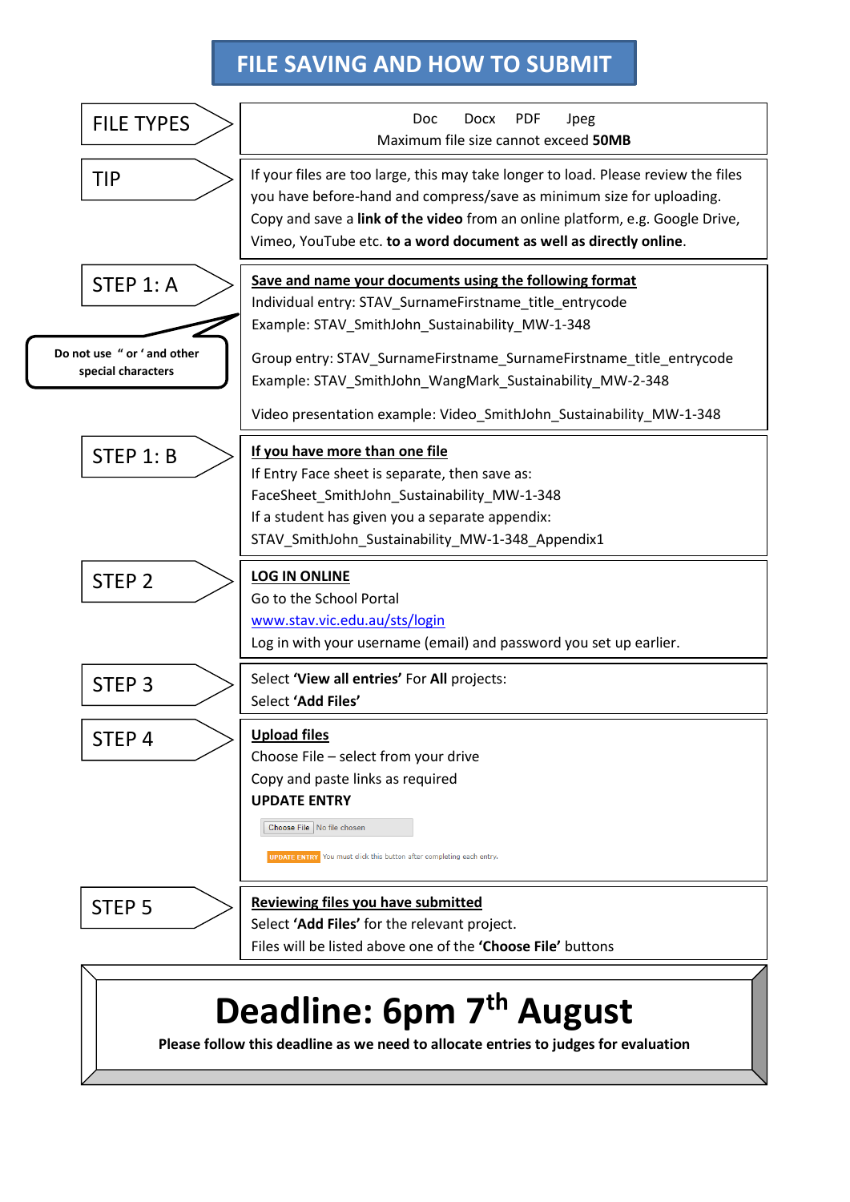# FILE SAVING AND HOW TO SUBMIT

**FILE TYPES**

Doc Docx PDF Jpeg

Maximum file size cannot exceed **50MB**

**TIP**

If your files are too large, this may take longer to load. Please review the files you have before-hand and compress/save as minimum size for uploading. Copy and save a **link of the video** from an online platform, e.g. Google Drive, Vimeo, YouTube etc. **to a word document as well as directly online**.

**STEP 1: A**

**Do not use " or ' and other special characters**

**Save and name your documents using the following format**

Individual entry: STAV_SurnameFirstname_title_entrycode

Example: STAV_SmithJohn_Sustainability_MW-1-348

Group entry: STAV_SurnameFirstname_SurnameFirstname_title_entrycode

Example: STAV_SmithJohn_WangMark_Sustainability_MW-2-348

Video presentation example: Video_SmithJohn_Sustainability_MW-1-348

**STEP 1: B**

**If you have more than one file**

If Entry Face sheet is separate, then save as:

FaceSheet_SmithJohn_Sustainability_MW-1-348

If a student has given you a separate appendix:

STAV_SmithJohn_Sustainability_MW-1-348_Appendix1

**STEP 2**

**LOG IN ONLINE**

Go to the School Portal

www.stav.vic.edu.au/sts/login

Log in with your username (email) and password you set up earlier.

**STEP 3**

Select **'View all entries'** For **All** projects:

Select **'Add Files'**

**STEP 4**

**Upload files**

Choose File – select from your drive

Copy and paste links as required

**UPDATE ENTRY**

Choose File No file chosen

UPDATE ENTRY You must click this button after completing each entry.

**STEP 5**

**Reviewing files you have submitted**

Select **'Add Files'** for the relevant project.

Files will be listed above one of the **'Choose File'** buttons

# Deadline: 6pm 7th August

**Please follow this deadline as we need to allocate entries to judges for evaluation**